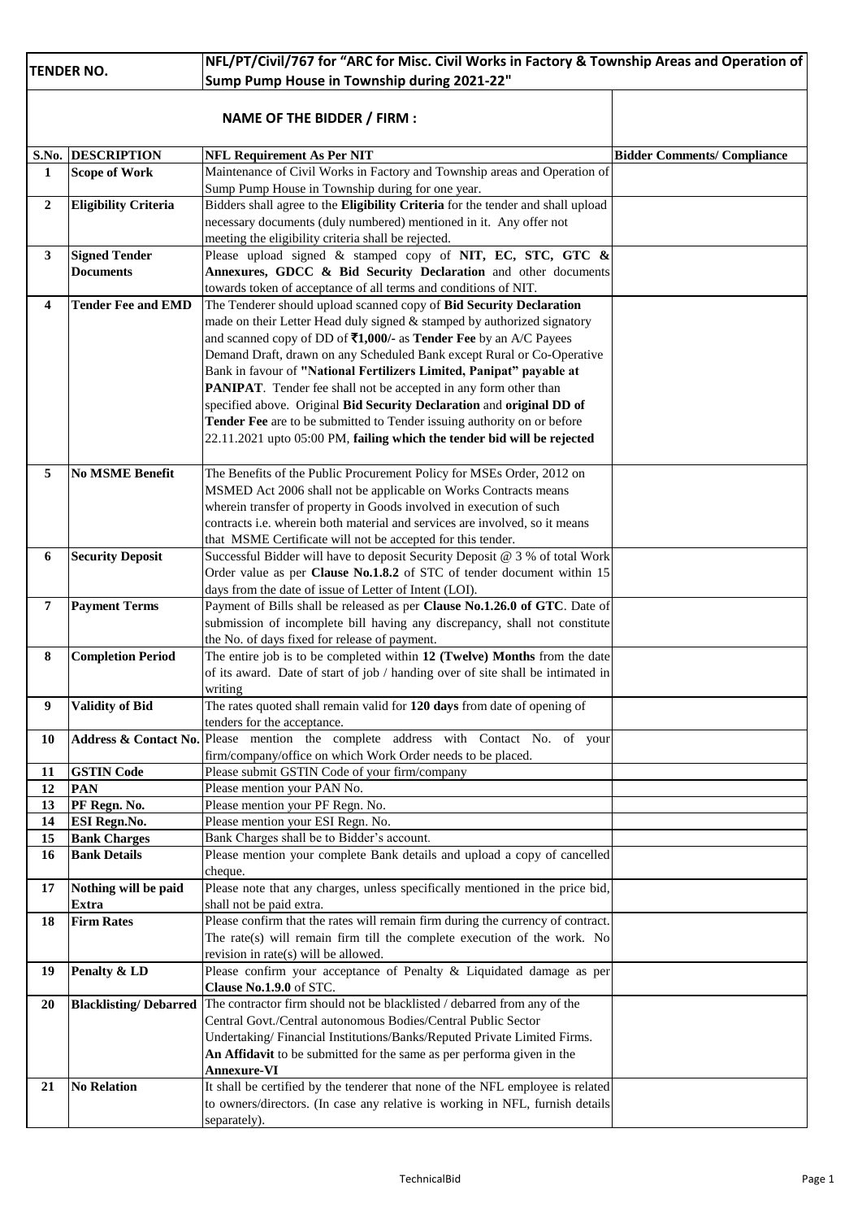| TENDER NO. | NFL/PT/Civil/767 for "ARC for Misc. Civil Works in Factory & Township Areas and Operation of Sump Pump House in Township during 2021-22" | |
|---|---|---|
| **NAME OF THE BIDDER / FIRM :** | | |

| S.No. | DESCRIPTION | NFL Requirement As Per NIT | Bidder Comments/ Compliance |
|---|---|---|---|
| 1 | **Scope of Work** | Maintenance of Civil Works in Factory and Township areas and Operation of Sump Pump House in Township during for one year. | |
| 2 | **Eligibility Criteria** | Bidders shall agree to the **Eligibility Criteria** for the tender and shall upload necessary documents (duly numbered) mentioned in it. Any offer not meeting the eligibility criteria shall be rejected. | |
| 3 | **Signed Tender Documents** | Please upload signed & stamped copy of **NIT, EC, STC, GTC & Annexures, GDCC & Bid Security Declaration** and other documents towards token of acceptance of all terms and conditions of NIT. | |
| 4 | **Tender Fee and EMD** | The Tenderer should upload scanned copy of **Bid Security Declaration** made on their Letter Head duly signed & stamped by authorized signatory and scanned copy of DD of **₹1,000/-** as **Tender Fee** by an A/C Payees Demand Draft, drawn on any Scheduled Bank except Rural or Co-Operative Bank in favour of **"National Fertilizers Limited, Panipat" payable at PANIPAT**. Tender fee shall not be accepted in any form other than specified above. Original **Bid Security Declaration** and **original DD of Tender Fee** are to be submitted to Tender issuing authority on or before 22.11.2021 upto 05:00 PM, **failing which the tender bid will be rejected** | |
| 5 | **No MSME Benefit** | The Benefits of the Public Procurement Policy for MSEs Order, 2012 on MSMED Act 2006 shall not be applicable on Works Contracts means wherein transfer of property in Goods involved in execution of such contracts i.e. wherein both material and services are involved, so it means that MSME Certificate will not be accepted for this tender. | |
| 6 | **Security Deposit** | Successful Bidder will have to deposit Security Deposit @ 3 % of total Work Order value as per **Clause No.1.8.2** of STC of tender document within 15 days from the date of issue of Letter of Intent (LOI). | |
| 7 | **Payment Terms** | Payment of Bills shall be released as per **Clause No.1.26.0 of GTC**. Date of submission of incomplete bill having any discrepancy, shall not constitute the No. of days fixed for release of payment. | |
| 8 | **Completion Period** | The entire job is to be completed within **12 (Twelve) Months** from the date of its award. Date of start of job / handing over of site shall be intimated in writing | |
| 9 | **Validity of Bid** | The rates quoted shall remain valid for **120 days** from date of opening of tenders for the acceptance. | |
| 10 | **Address & Contact No.** | Please mention the complete address with Contact No. of your firm/company/office on which Work Order needs to be placed. | |
| 11 | **GSTIN Code** | Please submit GSTIN Code of your firm/company | |
| 12 | **PAN** | Please mention your PAN No. | |
| 13 | **PF Regn. No.** | Please mention your PF Regn. No. | |
| 14 | **ESI Regn.No.** | Please mention your ESI Regn. No. | |
| 15 | **Bank Charges** | Bank Charges shall be to Bidder's account. | |
| 16 | **Bank Details** | Please mention your complete Bank details and upload a copy of cancelled cheque. | |
| 17 | **Nothing will be paid Extra** | Please note that any charges, unless specifically mentioned in the price bid, shall not be paid extra. | |
| 18 | **Firm Rates** | Please confirm that the rates will remain firm during the currency of contract. The rate(s) will remain firm till the complete execution of the work. No revision in rate(s) will be allowed. | |
| 19 | **Penalty & LD** | Please confirm your acceptance of Penalty & Liquidated damage as per **Clause No.1.9.0** of STC. | |
| 20 | **Blacklisting/ Debarred** | The contractor firm should not be blacklisted / debarred from any of the Central Govt./Central autonomous Bodies/Central Public Sector Undertaking/ Financial Institutions/Banks/Reputed Private Limited Firms. **An Affidavit** to be submitted for the same as per performa given in the **Annexure-VI** | |
| 21 | **No Relation** | It shall be certified by the tenderer that none of the NFL employee is related to owners/directors. (In case any relative is working in NFL, furnish details separately). | |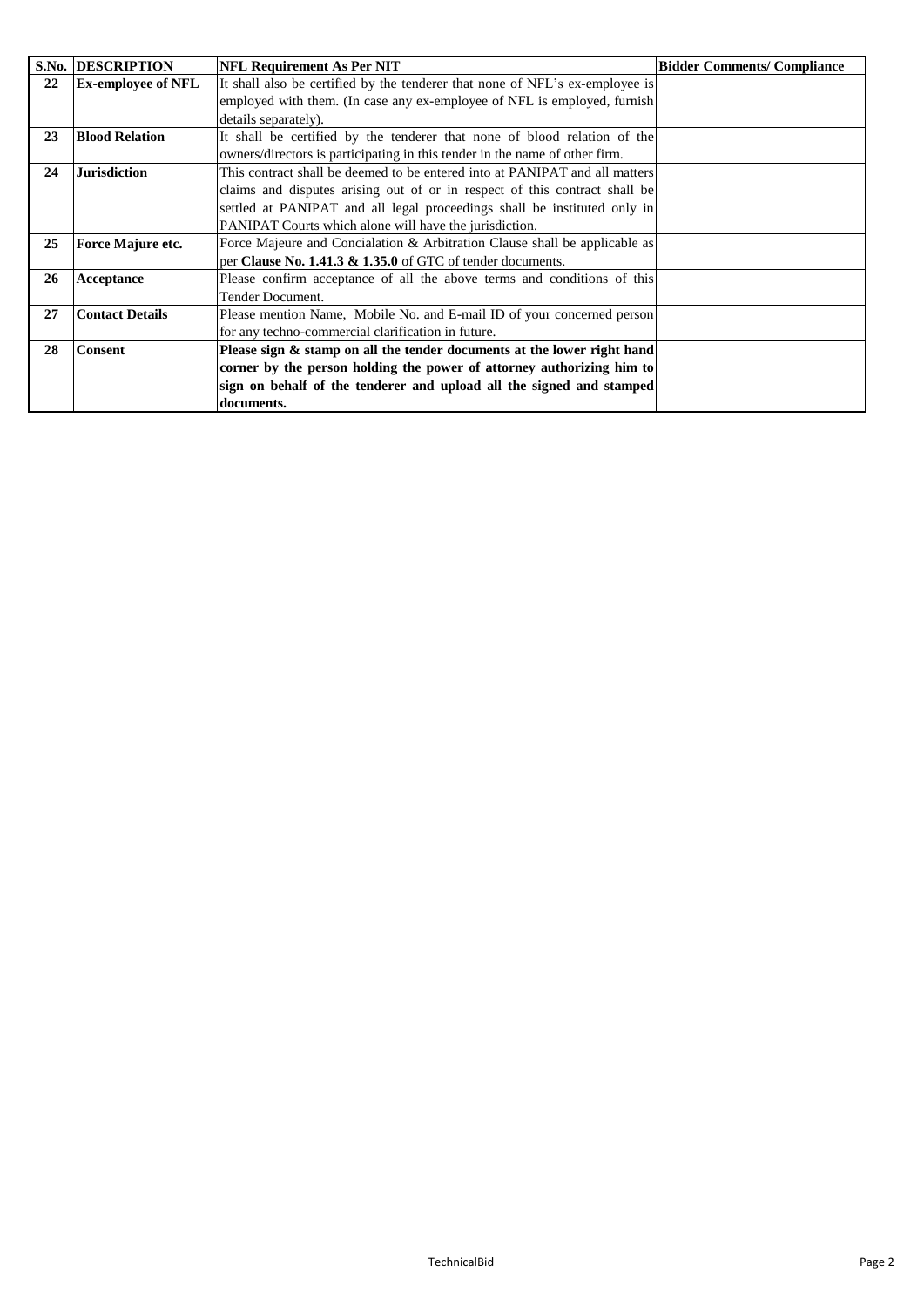| S.No. | DESCRIPTION | NFL Requirement As Per NIT | Bidder Comments/ Compliance |
|---|---|---|---|
| 22 | **Ex-employee of NFL** | It shall also be certified by the tenderer that none of NFL's ex-employee is employed with them. (In case any ex-employee of NFL is employed, furnish details separately). | |
| 23 | **Blood Relation** | It shall be certified by the tenderer that none of blood relation of the owners/directors is participating in this tender in the name of other firm. | |
| 24 | **Jurisdiction** | This contract shall be deemed to be entered into at PANIPAT and all matters claims and disputes arising out of or in respect of this contract shall be settled at PANIPAT and all legal proceedings shall be instituted only in PANIPAT Courts which alone will have the jurisdiction. | |
| 25 | **Force Majure etc.** | Force Majeure and Concialation & Arbitration Clause shall be applicable as per **Clause No. 1.41.3 & 1.35.0** of GTC of tender documents. | |
| 26 | **Acceptance** | Please confirm acceptance of all the above terms and conditions of this Tender Document. | |
| 27 | **Contact Details** | Please mention Name, Mobile No. and E-mail ID of your concerned person for any techno-commercial clarification in future. | |
| 28 | **Consent** | **Please sign & stamp on all the tender documents at the lower right hand corner by the person holding the power of attorney authorizing him to sign on behalf of the tenderer and upload all the signed and stamped documents.** | |